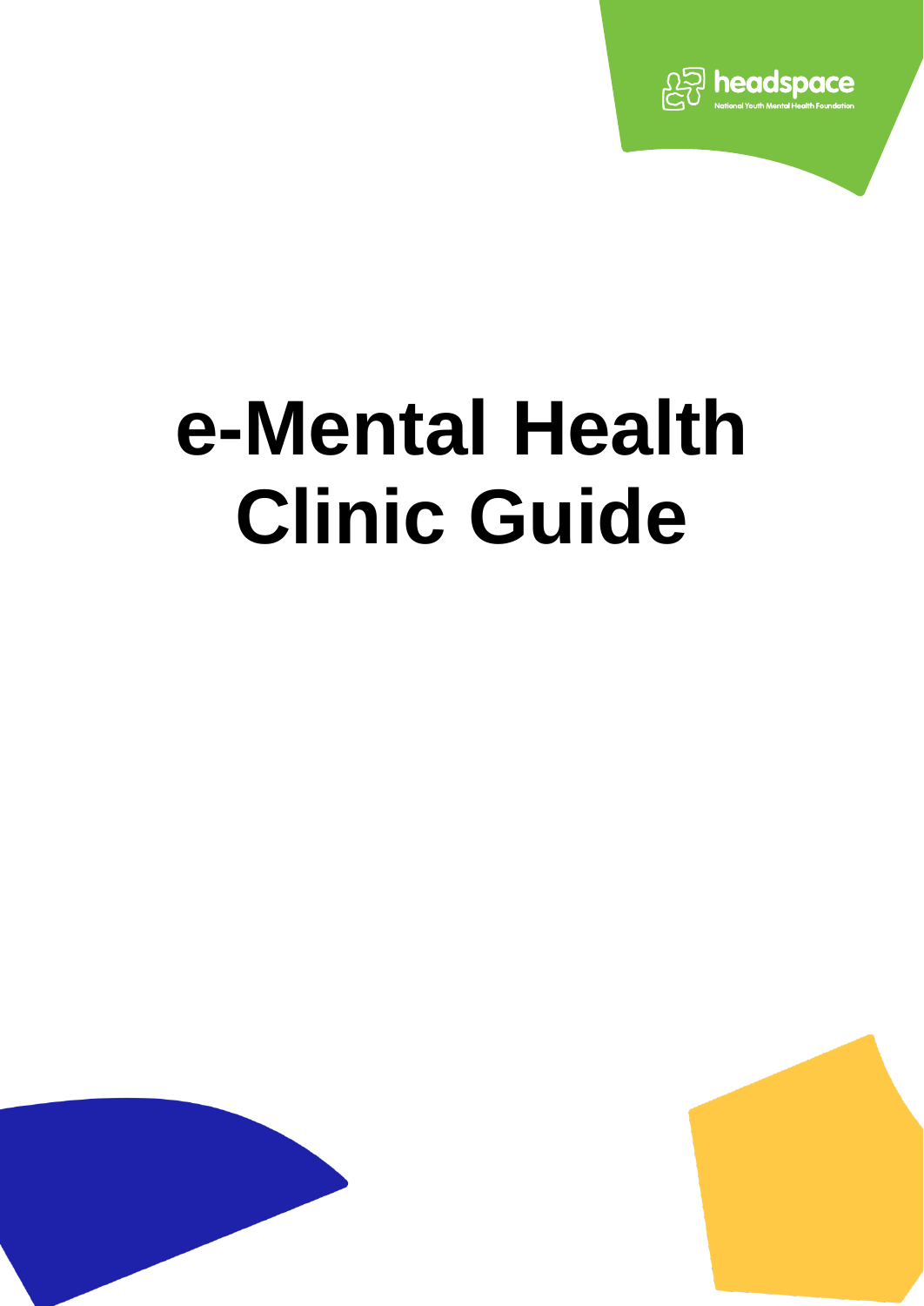headspace

National Youth Mental Health Foundation

# e-Mental Health Clinic Guide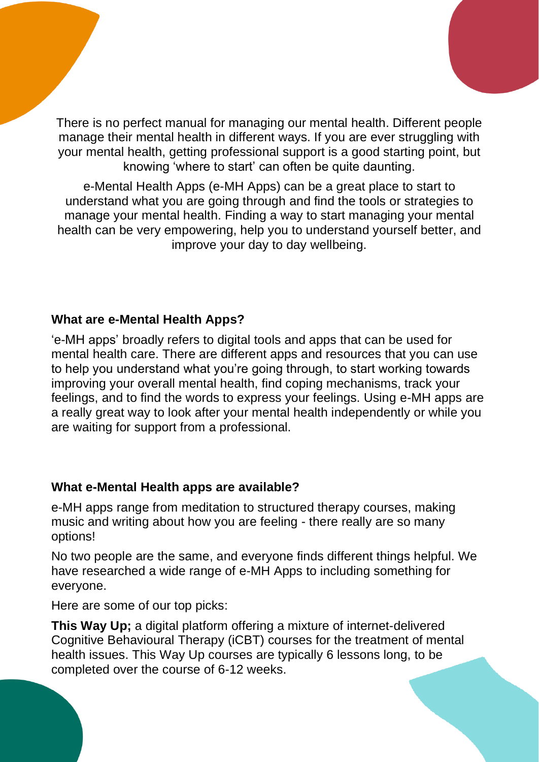There is no perfect manual for managing our mental health. Different people manage their mental health in different ways. If you are ever struggling with your mental health, getting professional support is a good starting point, but knowing 'where to start' can often be quite daunting.

e-Mental Health Apps (e-MH Apps) can be a great place to start to understand what you are going through and find the tools or strategies to manage your mental health. Finding a way to start managing your mental health can be very empowering, help you to understand yourself better, and improve your day to day wellbeing.

### What are e-Mental Health Apps?

'e-MH apps' broadly refers to digital tools and apps that can be used for mental health care. There are different apps and resources that you can use to help you understand what you're going through, to start working towards improving your overall mental health, find coping mechanisms, track your feelings, and to find the words to express your feelings. Using e-MH apps are a really great way to look after your mental health independently or while you are waiting for support from a professional.

### What e-Mental Health apps are available?

e-MH apps range from meditation to structured therapy courses, making music and writing about how you are feeling - there really are so many options!

No two people are the same, and everyone finds different things helpful. We have researched a wide range of e-MH Apps to including something for everyone.

Here are some of our top picks:

**This Way Up;** a digital platform offering a mixture of internet-delivered Cognitive Behavioural Therapy (iCBT) courses for the treatment of mental health issues. This Way Up courses are typically 6 lessons long, to be completed over the course of 6-12 weeks.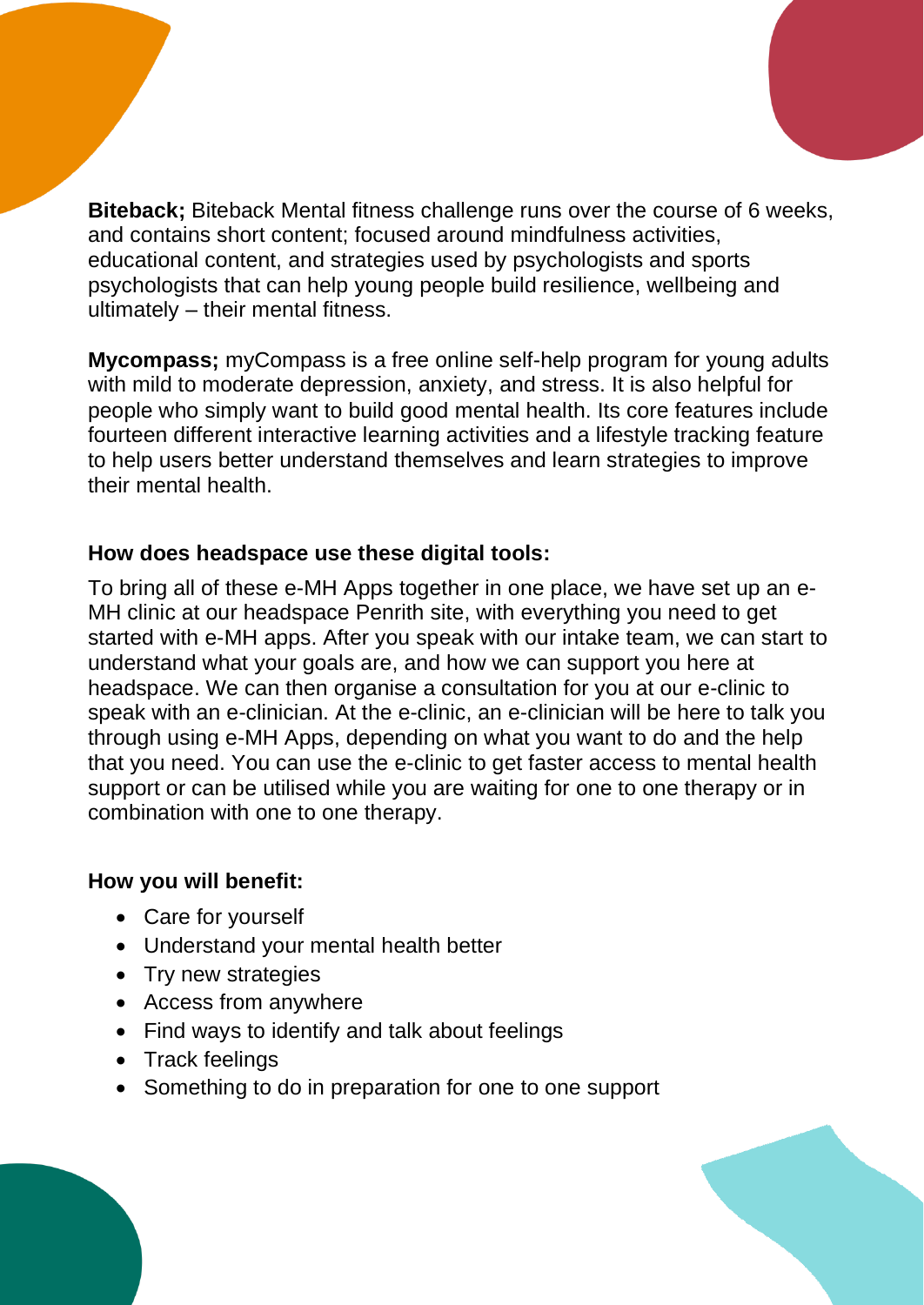**Biteback;** Biteback Mental fitness challenge runs over the course of 6 weeks, and contains short content; focused around mindfulness activities, educational content, and strategies used by psychologists and sports psychologists that can help young people build resilience, wellbeing and ultimately – their mental fitness.

**Mycompass;** myCompass is a free online self-help program for young adults with mild to moderate depression, anxiety, and stress. It is also helpful for people who simply want to build good mental health. Its core features include fourteen different interactive learning activities and a lifestyle tracking feature to help users better understand themselves and learn strategies to improve their mental health.

**How does headspace use these digital tools:**

To bring all of these e-MH Apps together in one place, we have set up an e-MH clinic at our headspace Penrith site, with everything you need to get started with e-MH apps. After you speak with our intake team, we can start to understand what your goals are, and how we can support you here at headspace. We can then organise a consultation for you at our e-clinic to speak with an e-clinician. At the e-clinic, an e-clinician will be here to talk you through using e-MH Apps, depending on what you want to do and the help that you need. You can use the e-clinic to get faster access to mental health support or can be utilised while you are waiting for one to one therapy or in combination with one to one therapy.

**How you will benefit:**

- Care for yourself
- Understand your mental health better
- Try new strategies
- Access from anywhere
- Find ways to identify and talk about feelings
- Track feelings
- Something to do in preparation for one to one support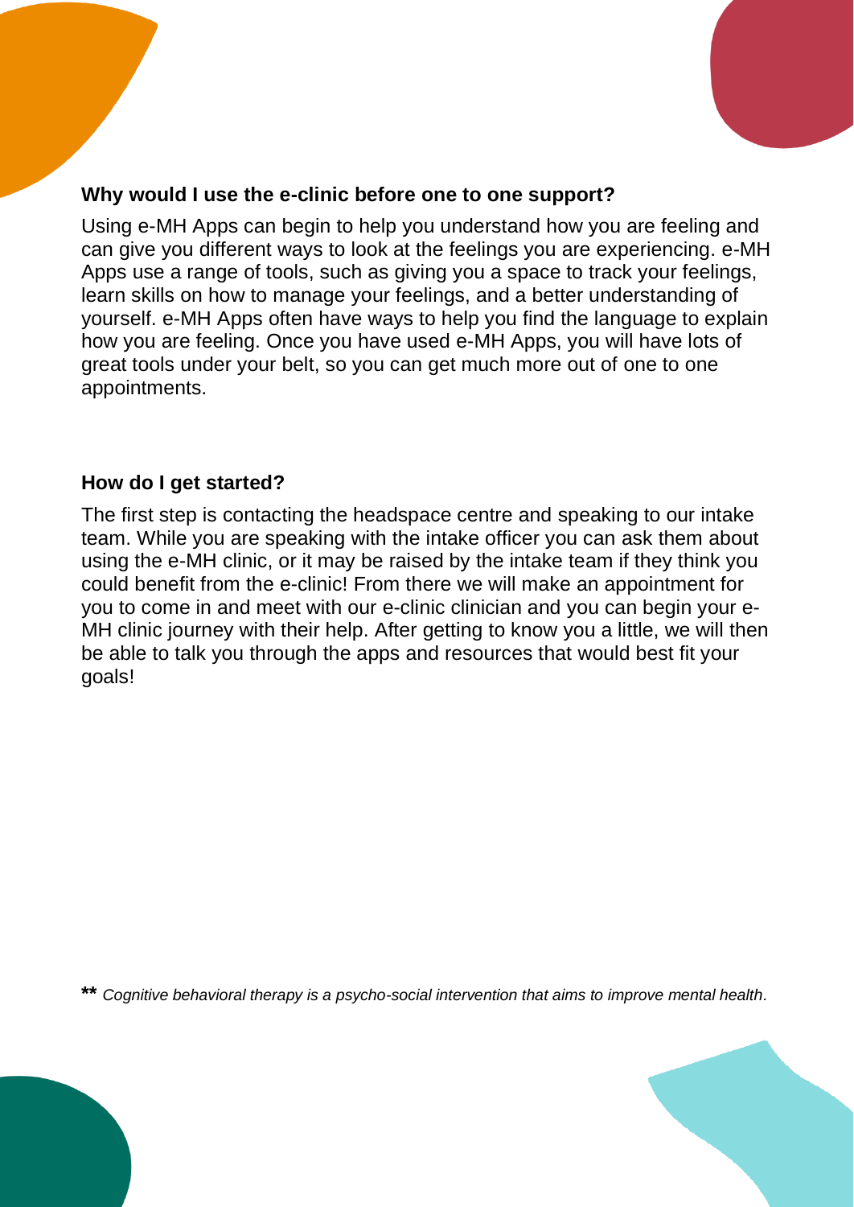### Why would I use the e-clinic before one to one support?

Using e-MH Apps can begin to help you understand how you are feeling and can give you different ways to look at the feelings you are experiencing. e-MH Apps use a range of tools, such as giving you a space to track your feelings, learn skills on how to manage your feelings, and a better understanding of yourself. e-MH Apps often have ways to help you find the language to explain how you are feeling. Once you have used e-MH Apps, you will have lots of great tools under your belt, so you can get much more out of one to one appointments.

### How do I get started?

The first step is contacting the headspace centre and speaking to our intake team. While you are speaking with the intake officer you can ask them about using the e-MH clinic, or it may be raised by the intake team if they think you could benefit from the e-clinic! From there we will make an appointment for you to come in and meet with our e-clinic clinician and you can begin your e-MH clinic journey with their help. After getting to know you a little, we will then be able to talk you through the apps and resources that would best fit your goals!

**\*\*** *Cognitive behavioral therapy is a psycho-social intervention that aims to improve mental health.*